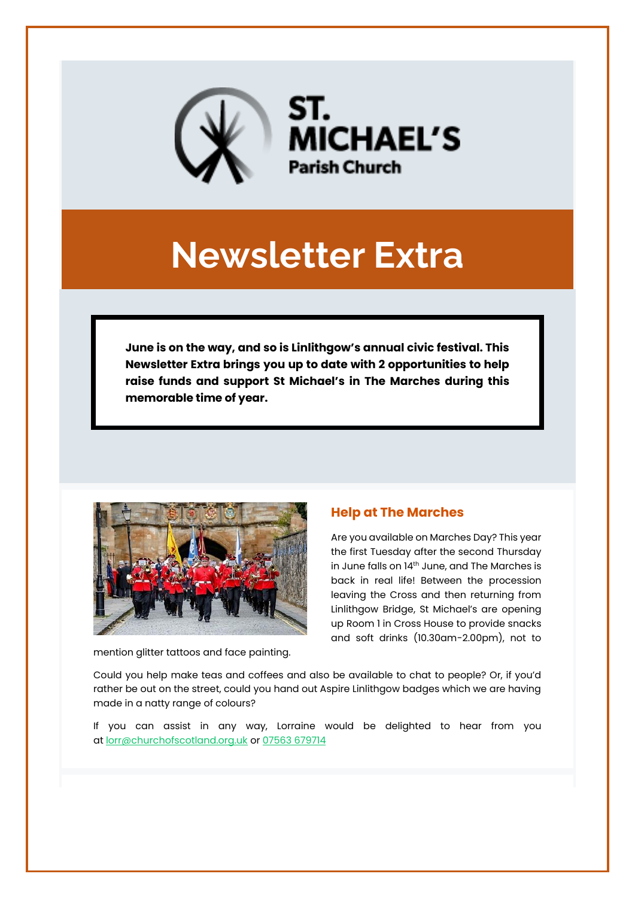ST. MICHAEL'S
Parish Church

# Newsletter Extra

**June is on the way, and so is Linlithgow's annual civic festival. This Newsletter Extra brings you up to date with 2 opportunities to help raise funds and support St Michael's in The Marches during this memorable time of year.**

## Help at The Marches

Are you available on Marches Day? This year the first Tuesday after the second Thursday in June falls on 14th June, and The Marches is back in real life! Between the procession leaving the Cross and then returning from Linlithgow Bridge, St Michael's are opening up Room 1 in Cross House to provide snacks and soft drinks (10.30am-2.00pm), not to mention glitter tattoos and face painting.

Could you help make teas and coffees and also be available to chat to people? Or, if you'd rather be out on the street, could you hand out Aspire Linlithgow badges which we are having made in a natty range of colours?

If you can assist in any way, Lorraine would be delighted to hear from you at lorr@churchofscotland.org.uk or 07563 679714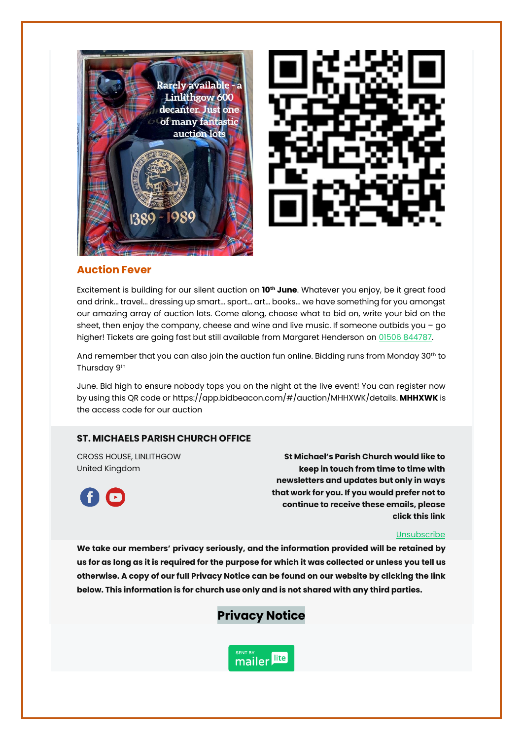## Auction Fever

Excitement is building for our silent auction on **10th June**. Whatever you enjoy, be it great food and drink… travel… dressing up smart… sport… art… books… we have something for you amongst our amazing array of auction lots. Come along, choose what to bid on, write your bid on the sheet, then enjoy the company, cheese and wine and live music. If someone outbids you – go higher! Tickets are going fast but still available from Margaret Henderson on 01506 844787.

And remember that you can also join the auction fun online. Bidding runs from Monday 30th to Thursday 9th

June. Bid high to ensure nobody tops you on the night at the live event! You can register now by using this QR code or https://app.bidbeacon.com/#/auction/MHHXWK/details. **MHHXWK** is the access code for our auction

### ST. MICHAELS PARISH CHURCH OFFICE

CROSS HOUSE, LINLITHGOW
United Kingdom

**St Michael's Parish Church would like to keep in touch from time to time with newsletters and updates but only in ways that work for you. If you would prefer not to continue to receive these emails, please click this link**

Unsubscribe

**We take our members' privacy seriously, and the information provided will be retained by us for as long as it is required for the purpose for which it was collected or unless you tell us otherwise. A copy of our full Privacy Notice can be found on our website by clicking the link below. This information is for church use only and is not shared with any third parties.**

**Privacy Notice**

SENT BY mailer lite